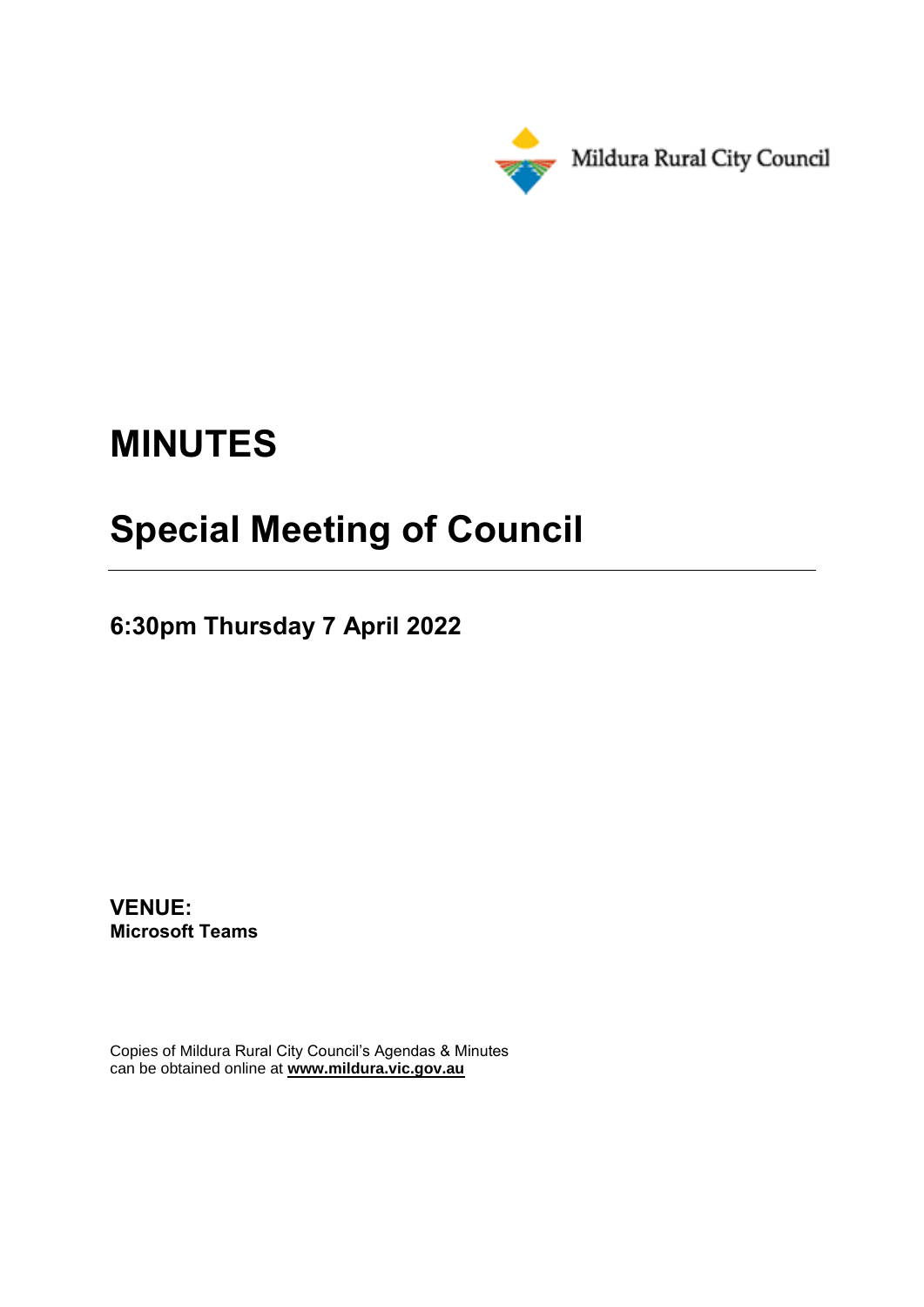Mildura Rural City Council

# MINUTES

# Special Meeting of Council

## 6:30pm Thursday 7 April 2022

**VENUE:**
**Microsoft Teams**

Copies of Mildura Rural City Council's Agendas & Minutes can be obtained online at **www.mildura.vic.gov.au**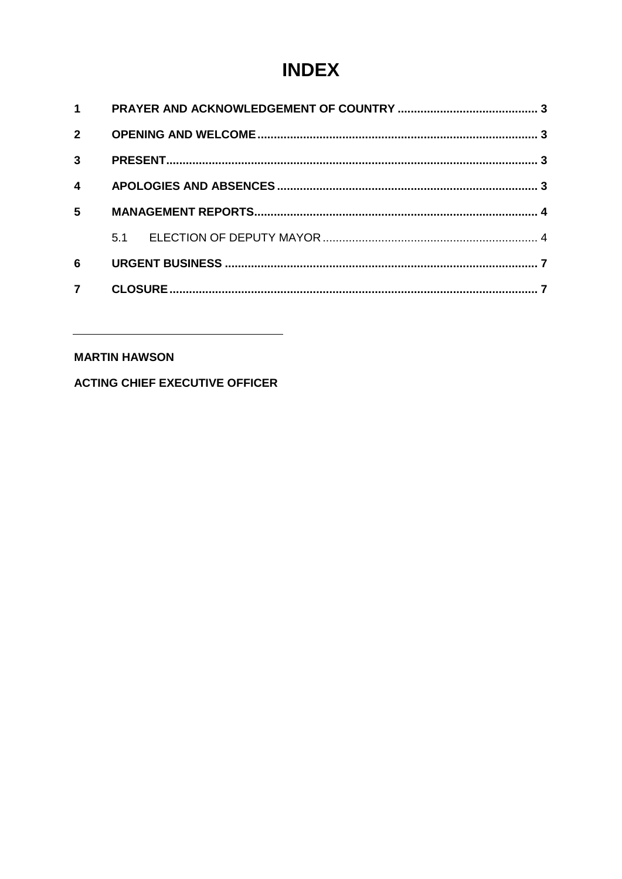# INDEX

| | | |
|---|---|---|
| **1** | **PRAYER AND ACKNOWLEDGEMENT OF COUNTRY** | **3** |
| **2** | **OPENING AND WELCOME** | **3** |
| **3** | **PRESENT** | **3** |
| **4** | **APOLOGIES AND ABSENCES** | **3** |
| **5** | **MANAGEMENT REPORTS** | **4** |
| | 5.1 ELECTION OF DEPUTY MAYOR | 4 |
| **6** | **URGENT BUSINESS** | **7** |
| **7** | **CLOSURE** | **7** |

---

**MARTIN HAWSON**

**ACTING CHIEF EXECUTIVE OFFICER**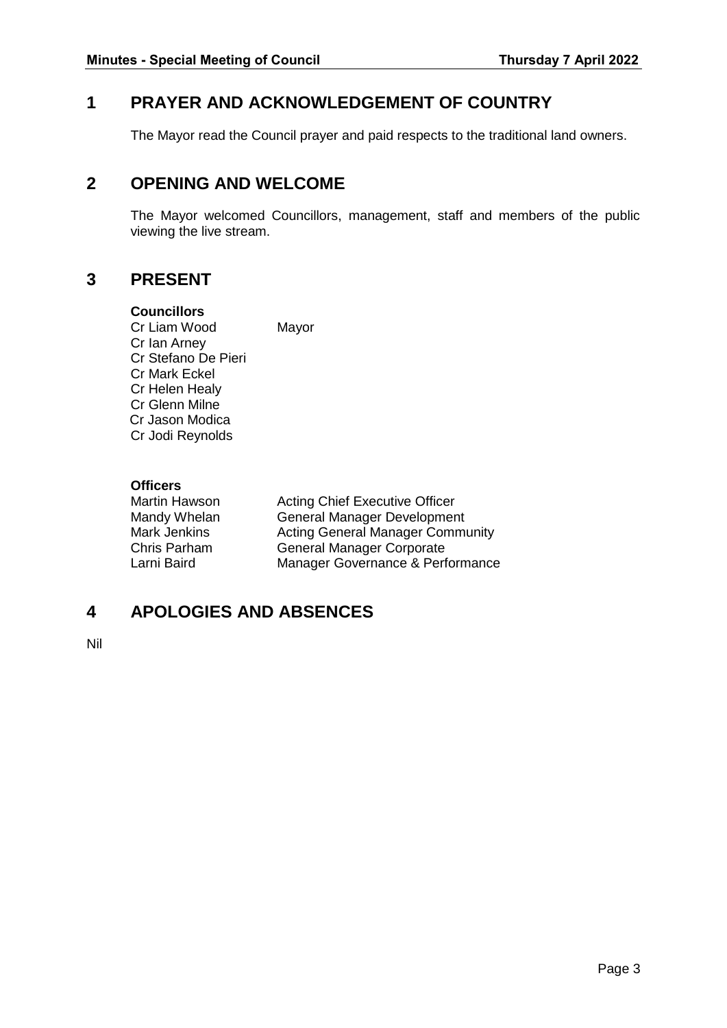## 1 PRAYER AND ACKNOWLEDGEMENT OF COUNTRY

The Mayor read the Council prayer and paid respects to the traditional land owners.

## 2 OPENING AND WELCOME

The Mayor welcomed Councillors, management, staff and members of the public viewing the live stream.

## 3 PRESENT

**Councillors**

| | |
|---|---|
| Cr Liam Wood | Mayor |
| Cr Ian Arney | |
| Cr Stefano De Pieri | |
| Cr Mark Eckel | |
| Cr Helen Healy | |
| Cr Glenn Milne | |
| Cr Jason Modica | |
| Cr Jodi Reynolds | |

**Officers**

| | |
|---|---|
| Martin Hawson | Acting Chief Executive Officer |
| Mandy Whelan | General Manager Development |
| Mark Jenkins | Acting General Manager Community |
| Chris Parham | General Manager Corporate |
| Larni Baird | Manager Governance & Performance |

## 4 APOLOGIES AND ABSENCES

Nil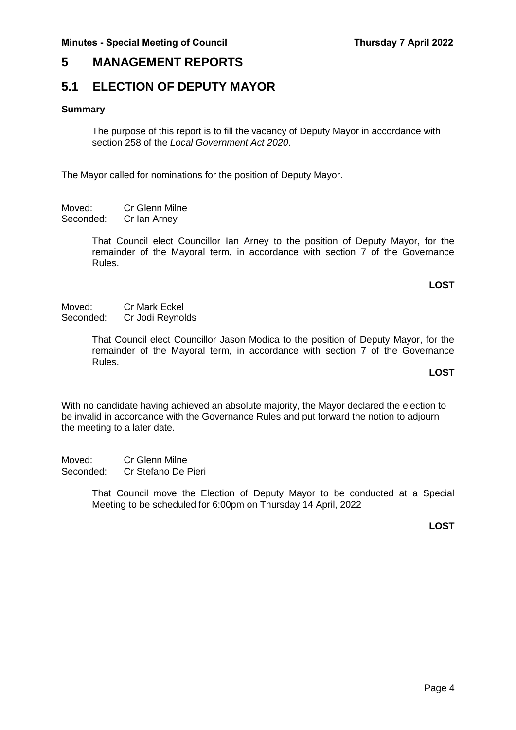# 5 MANAGEMENT REPORTS

## 5.1 ELECTION OF DEPUTY MAYOR

**Summary**

The purpose of this report is to fill the vacancy of Deputy Mayor in accordance with section 258 of the *Local Government Act 2020*.

The Mayor called for nominations for the position of Deputy Mayor.

Moved: Cr Glenn Milne
Seconded: Cr Ian Arney

That Council elect Councillor Ian Arney to the position of Deputy Mayor, for the remainder of the Mayoral term, in accordance with section 7 of the Governance Rules.

**LOST**

Moved: Cr Mark Eckel
Seconded: Cr Jodi Reynolds

That Council elect Councillor Jason Modica to the position of Deputy Mayor, for the remainder of the Mayoral term, in accordance with section 7 of the Governance Rules.

**LOST**

With no candidate having achieved an absolute majority, the Mayor declared the election to be invalid in accordance with the Governance Rules and put forward the notion to adjourn the meeting to a later date.

Moved: Cr Glenn Milne
Seconded: Cr Stefano De Pieri

That Council move the Election of Deputy Mayor to be conducted at a Special Meeting to be scheduled for 6:00pm on Thursday 14 April, 2022

**LOST**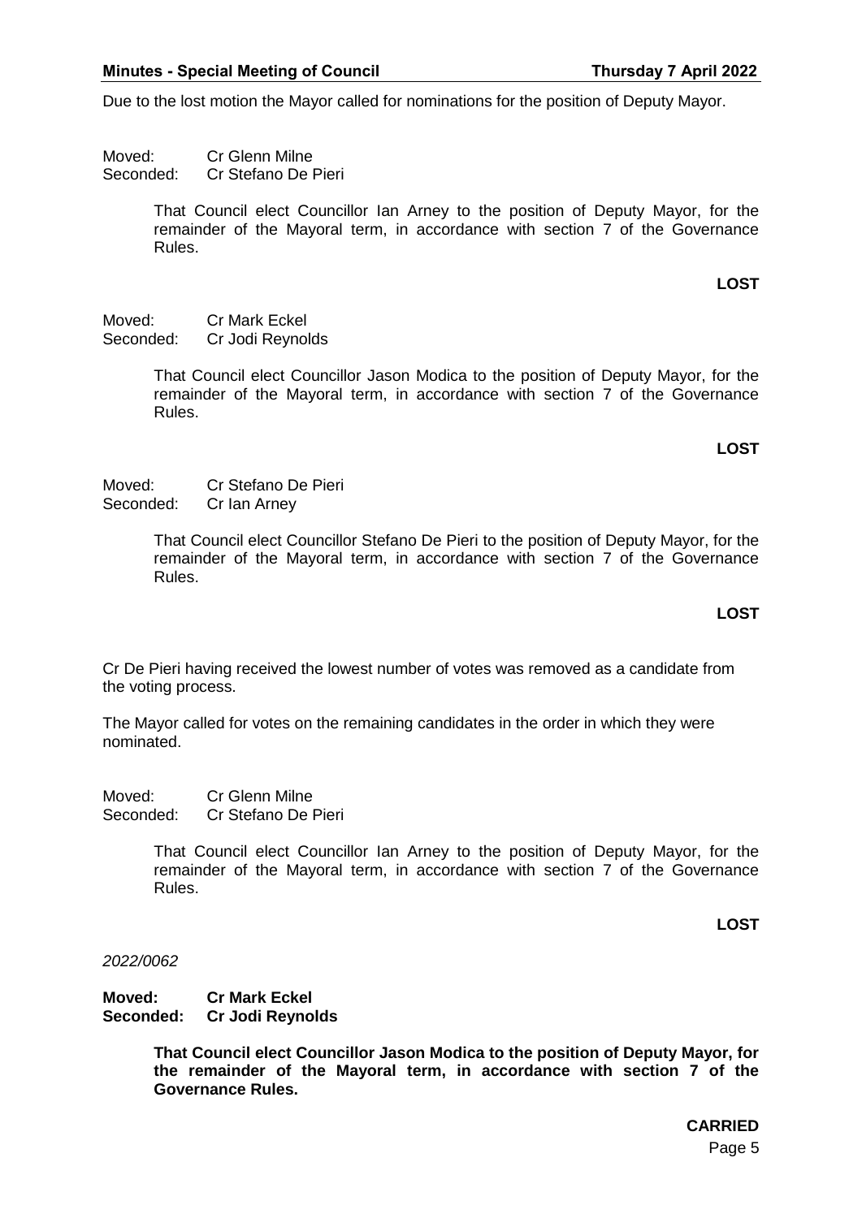Due to the lost motion the Mayor called for nominations for the position of Deputy Mayor.

Moved: Cr Glenn Milne
Seconded: Cr Stefano De Pieri

> That Council elect Councillor Ian Arney to the position of Deputy Mayor, for the remainder of the Mayoral term, in accordance with section 7 of the Governance Rules.

**LOST**

Moved: Cr Mark Eckel
Seconded: Cr Jodi Reynolds

> That Council elect Councillor Jason Modica to the position of Deputy Mayor, for the remainder of the Mayoral term, in accordance with section 7 of the Governance Rules.

**LOST**

Moved: Cr Stefano De Pieri
Seconded: Cr Ian Arney

> That Council elect Councillor Stefano De Pieri to the position of Deputy Mayor, for the remainder of the Mayoral term, in accordance with section 7 of the Governance Rules.

**LOST**

Cr De Pieri having received the lowest number of votes was removed as a candidate from the voting process.

The Mayor called for votes on the remaining candidates in the order in which they were nominated.

Moved: Cr Glenn Milne
Seconded: Cr Stefano De Pieri

> That Council elect Councillor Ian Arney to the position of Deputy Mayor, for the remainder of the Mayoral term, in accordance with section 7 of the Governance Rules.

**LOST**

*2022/0062*

**Moved: Cr Mark Eckel**
**Seconded: Cr Jodi Reynolds**

> **That Council elect Councillor Jason Modica to the position of Deputy Mayor, for the remainder of the Mayoral term, in accordance with section 7 of the Governance Rules.**

**CARRIED**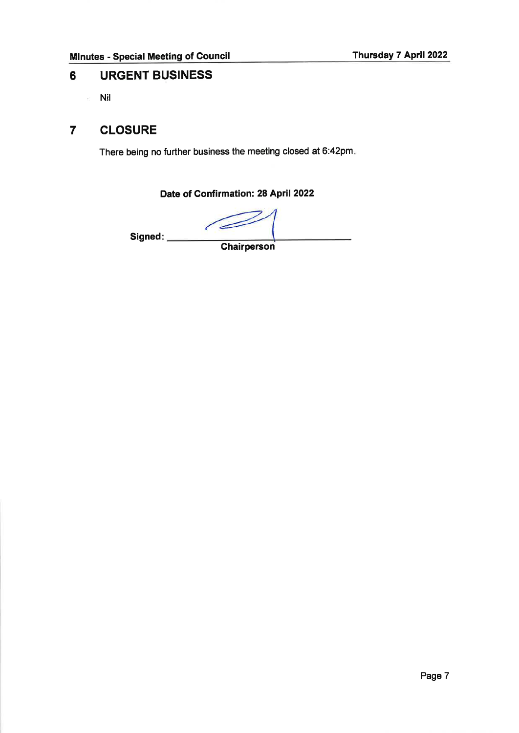## 6 URGENT BUSINESS

Nil

## 7 CLOSURE

There being no further business the meeting closed at 6:42pm.

**Date of Confirmation: 28 April 2022**

**Signed:** ______________________

**Chairperson**